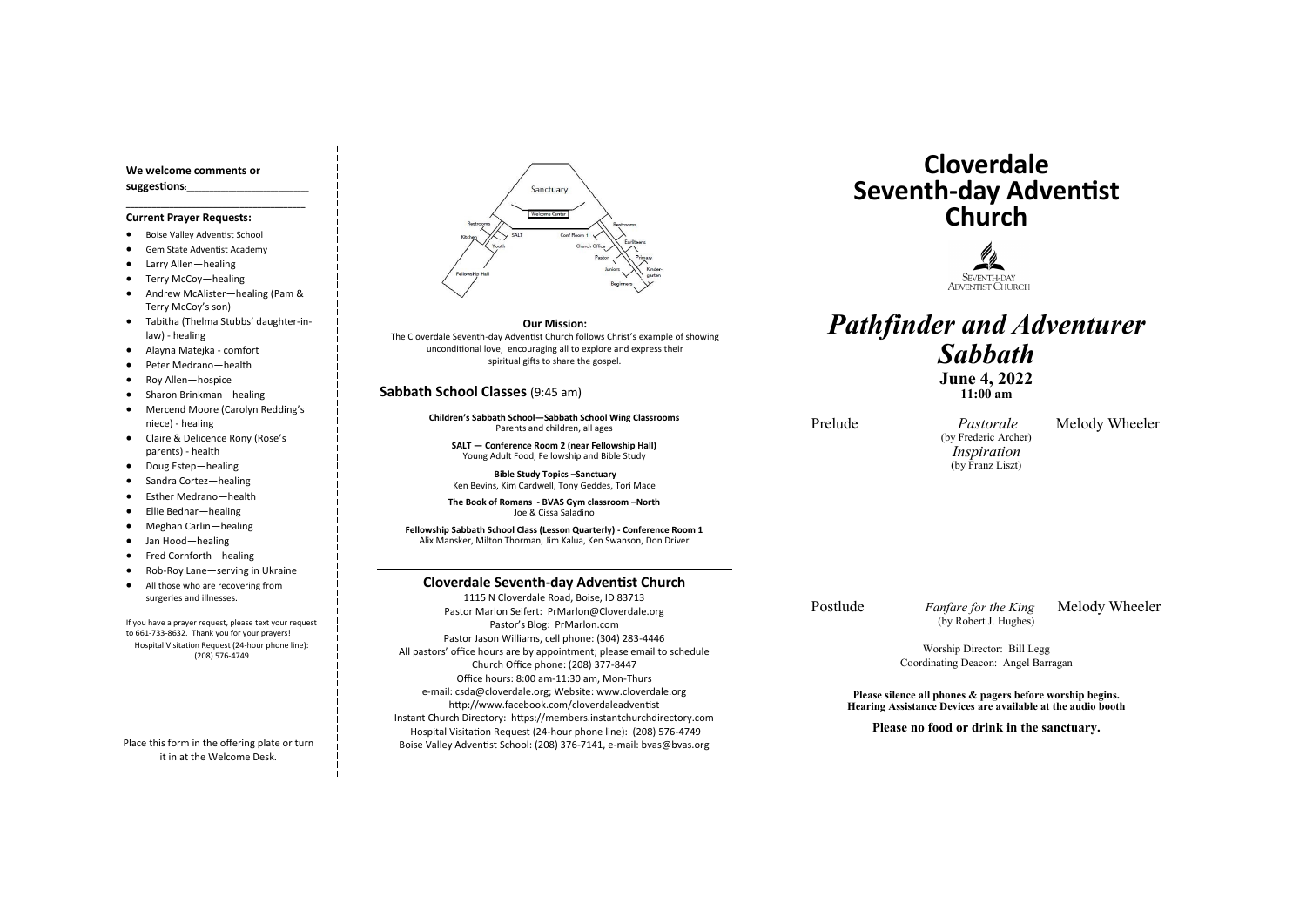**We welcome comments or suggestions**:_______________________

_______________________________

**Current Prayer Requests:**

- Boise Valley Adventist School
- Gem State Adventist Academy
- Larry Allen—healing
- Terry McCoy—healing
- Andrew McAlister—healing (Pam & Terry McCoy's son)
- Tabitha (Thelma Stubbs' daughter-in-law) - healing
- Alayna Matejka - comfort
- Peter Medrano—health
- Roy Allen—hospice
- Sharon Brinkman—healing
- Mercend Moore (Carolyn Redding's niece) - healing
- Claire & Delicence Rony (Rose's parents) - health
- Doug Estep—healing
- Sandra Cortez—healing
- Esther Medrano—health
- Ellie Bednar—healing
- Meghan Carlin—healing
- Jan Hood—healing
- Fred Cornforth—healing
- Rob-Roy Lane—serving in Ukraine
- All those who are recovering from surgeries and illnesses.

If you have a prayer request, please text your request to 661-733-8632. Thank you for your prayers!
Hospital Visitation Request (24-hour phone line): (208) 576-4749

Place this form in the offering plate or turn it in at the Welcome Desk.

Sanctuary
Welcome Center
Restrooms
Kitchen
SALT
Youth
Fellowship Hall
Conf Room 1
Restrooms
Earliteens
Church Office
Pastor
Primary
Juniors
Kindergarten
Beginners

**Our Mission:**
The Cloverdale Seventh-day Adventist Church follows Christ's example of showing unconditional love, encouraging all to explore and express their spiritual gifts to share the gospel.

### Sabbath School Classes (9:45 am)

**Children's Sabbath School—Sabbath School Wing Classrooms**
Parents and children, all ages

**SALT — Conference Room 2 (near Fellowship Hall)**
Young Adult Food, Fellowship and Bible Study

**Bible Study Topics –Sanctuary**
Ken Bevins, Kim Cardwell, Tony Geddes, Tori Mace

**The Book of Romans - BVAS Gym classroom –North**
Joe & Cissa Saladino

**Fellowship Sabbath School Class (Lesson Quarterly) - Conference Room 1**
Alix Mansker, Milton Thorman, Jim Kalua, Ken Swanson, Don Driver

### Cloverdale Seventh-day Adventist Church

1115 N Cloverdale Road, Boise, ID 83713
Pastor Marlon Seifert: PrMarlon@Cloverdale.org
Pastor's Blog: PrMarlon.com
Pastor Jason Williams, cell phone: (304) 283-4446
All pastors' office hours are by appointment; please email to schedule
Church Office phone: (208) 377-8447
Office hours: 8:00 am-11:30 am, Mon-Thurs
e-mail: csda@cloverdale.org; Website: www.cloverdale.org
http://www.facebook.com/cloverdaleadventist
Instant Church Directory: https://members.instantchurchdirectory.com
Hospital Visitation Request (24-hour phone line): (208) 576-4749
Boise Valley Adventist School: (208) 376-7141, e-mail: bvas@bvas.org

# Cloverdale Seventh-day Adventist Church

Seventh-day Adventist Church

## *Pathfinder and Adventurer Sabbath*

**June 4, 2022**
**11:00 am**

Prelude — *Pastorale* (by Frederic Archer), *Inspiration* (by Franz Liszt) — Melody Wheeler

Postlude — *Fanfare for the King* (by Robert J. Hughes) — Melody Wheeler

Worship Director: Bill Legg
Coordinating Deacon: Angel Barragan

**Please silence all phones & pagers before worship begins.**
**Hearing Assistance Devices are available at the audio booth**

**Please no food or drink in the sanctuary.**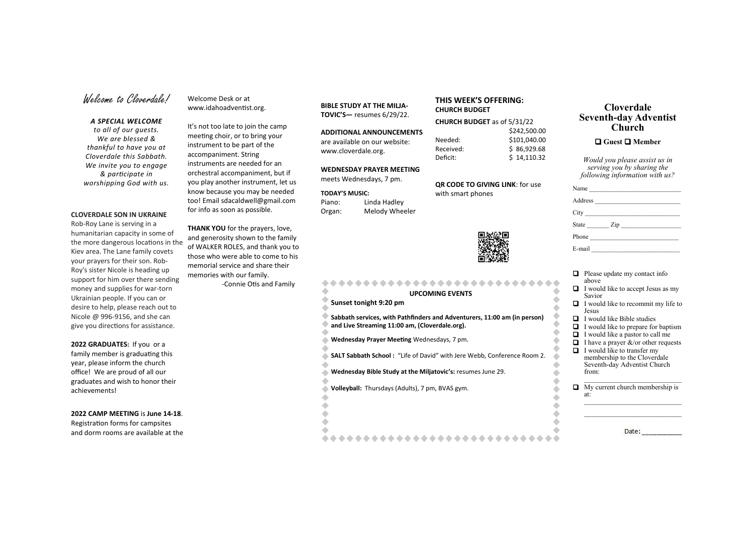# Welcome to Cloverdale!

***A SPECIAL WELCOME***
*to all of our guests. We are blessed & thankful to have you at Cloverdale this Sabbath. We invite you to engage & participate in worshipping God with us.*

**CLOVERDALE SON IN UKRAINE**
Rob-Roy Lane is serving in a humanitarian capacity in some of the more dangerous locations in the Kiev area. The Lane family covets your prayers for their son. Rob-Roy's sister Nicole is heading up support for him over there sending money and supplies for war-torn Ukrainian people. If you can or desire to help, please reach out to Nicole @ 996-9156, and she can give you directions for assistance.

**2022 GRADUATES:** If you or a family member is graduating this year, please inform the church office! We are proud of all our graduates and wish to honor their achievements!

**2022 CAMP MEETING** is **June 14-18**. Registration forms for campsites and dorm rooms are available at the Welcome Desk or at www.idahoadventist.org.

It's not too late to join the camp meeting choir, or to bring your instrument to be part of the accompaniment. String instruments are needed for an orchestral accompaniment, but if you play another instrument, let us know because you may be needed too! Email sdacaldwell@gmail.com for info as soon as possible.

**THANK YOU** for the prayers, love, and generosity shown to the family of WALKER ROLES, and thank you to those who were able to come to his memorial service and share their memories with our family.

-Connie Otis and Family

**BIBLE STUDY AT THE MILJATOVIC'S—** resumes 6/29/22.

**ADDITIONAL ANNOUNCEMENTS** are available on our website: www.cloverdale.org.

**WEDNESDAY PRAYER MEETING** meets Wednesdays, 7 pm.

**TODAY'S MUSIC:**
Piano: Linda Hadley
Organ: Melody Wheeler

## THIS WEEK'S OFFERING:
**CHURCH BUDGET**

**CHURCH BUDGET** as of 5/31/22

| | |
|---|---|
| | $242,500.00 |
| Needed: | $101,040.00 |
| Received: | $ 86,929.68 |
| Deficit: | $ 14,110.32 |

**QR CODE TO GIVING LINK**: for use with smart phones

**UPCOMING EVENTS**

**Sunset tonight 9:20 pm**

**Sabbath services, with Pathfinders and Adventurers, 11:00 am (in person) and Live Streaming 11:00 am, (Cloverdale.org).**

**Wednesday Prayer Meeting** Wednesdays, 7 pm.

**SALT Sabbath School :** "Life of David" with Jere Webb, Conference Room 2.

**Wednesday Bible Study at the Miljatovic's:** resumes June 29.

**Volleyball:** Thursdays (Adults), 7 pm, BVAS gym.

# Cloverdale Seventh-day Adventist Church

❑ **Guest** ❑ **Member**

*Would you please assist us in serving you by sharing the following information with us?*

Name ____________________________
Address __________________________
City _____________________________
State _______ Zip __________________
Phone ___________________________
E-mail ___________________________

- ❑ Please update my contact info above
- ❑ I would like to accept Jesus as my Savior
- ❑ I would like to recommit my life to Jesus
- ❑ I would like Bible studies
- ❑ I would like to prepare for baptism
- ❑ I would like a pastor to call me
- ❑ I have a prayer &/or other requests
- ❑ I would like to transfer my membership to the Cloverdale Seventh-day Adventist Church from: ____________________________
- ❑ My current church membership is at: ____________________________ ____________________________

Date: __________